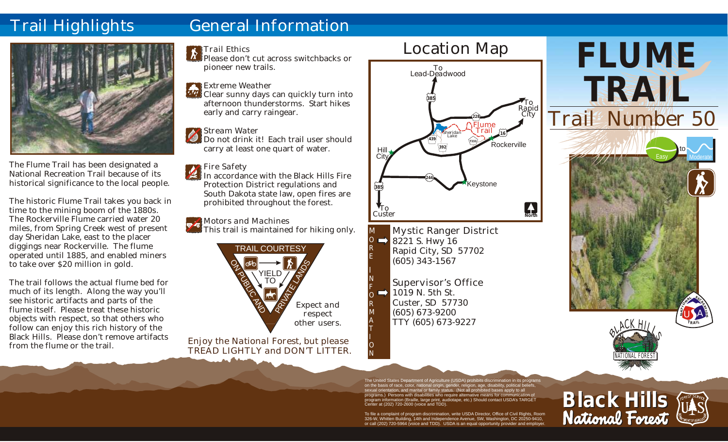# Trail Highlights

The Flume Trail has been designated a National Recreation Trail because of its historical significance to the local people.

The historic Flume Trail takes you back in time to the mining boom of the 1880s. The Rockerville Flume carried water 20 miles, from Spring Creek west of present day Sheridan Lake, east to the placer diggings near Rockerville. The flume operated until 1885, and enabled miners to take over $20 million in gold.

The trail follows the actual flume bed for much of its length. Along the way you'll see historic artifacts and parts of the flume itself. Please treat these historic objects with respect, so that others who follow can enjoy this rich history of the Black Hills. Please don't remove artifacts from the flume or the trail.

# General Information

**Trail Ethics**
Please don't cut across switchbacks or pioneer new trails.

**Extreme Weather**
Clear sunny days can quickly turn into afternoon thunderstorms. Start hikes early and carry raingear.

**Stream Water**
Do not drink it! Each trail user should carry at least one quart of water.

**Fire Safety**
In accordance with the Black Hills Fire Protection District regulations and South Dakota state law, open fires are prohibited throughout the forest.

**Motors and Machines**
This trail is maintained for hiking only.

TRAIL COURTESY ON PUBLIC AND PRIVATE LANDS — YIELD TO

Expect and respect other users.

Enjoy the National Forest, but please TREAD LIGHTLY and DON'T LITTER.

# Location Map

To Lead-Deadwood · To Rapid City · To Custer · Hill City · Sheridan Lake · Flume Trail · Rockerville · Keystone · 385 · 228 · 16 · 439 · 392 · 244 · North

## MORE INFORMATION

**Mystic Ranger District**
8221 S. Hwy 16
Rapid City, SD 57702
(605) 343-1567

**Supervisor's Office**
1019 N. 5th St.
Custer, SD 57730
(605) 673-9200
TTY (605) 673-9227

The United States Department of Agriculture (USDA) prohibits discrimination in its programs on the basis of race, color, national origin, gender, religion, age, disability, political beliefs, sexual orientation, and marital or family status. (Not all prohibited bases apply to all programs.) Persons with disabilities who require alternative means for communication of program information (Braille, large print, audiotape, etc.) Should contact USDA's TARGET Center at (202) 720-2600 (voice and TDD).

To file a complaint of program discrimination, write USDA Director, Office of Civil Rights, Room 326-W, Whitten Building, 14th and Independence Avenue, SW, Washington, DC 20250-9410, or call (202) 720-5964 (voice and TDD). USDA is an equal opportunity provider and employer.

# FLUME TRAIL

## Trail Number 50

Easy to Moderate

National Recreation Trail

Black Hills National Forest

**Black Hills National Forest**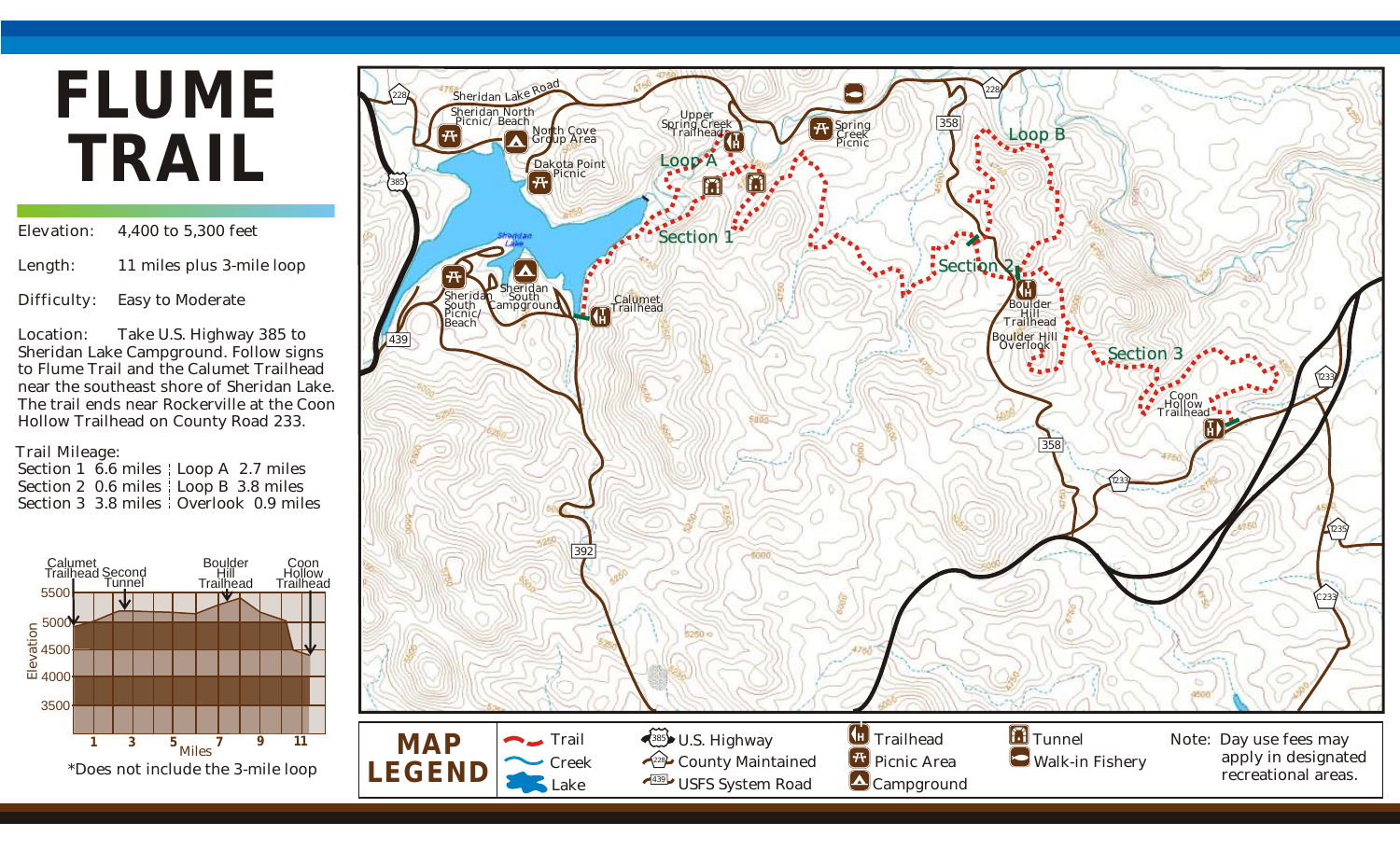# FLUME TRAIL

Elevation: 4,400 to 5,300 feet

Length: 11 miles plus 3-mile loop

Difficulty: Easy to Moderate

Location: Take U.S. Highway 385 to Sheridan Lake Campground. Follow signs to Flume Trail and the Calumet Trailhead near the southeast shore of Sheridan Lake. The trail ends near Rockerville at the Coon Hollow Trailhead on County Road 233.

Trail Mileage:

| | |
|---|---|
| Section 1 6.6 miles | Loop A 2.7 miles |
| Section 2 0.6 miles | Loop B 3.8 miles |
| Section 3 3.8 miles | Overlook 0.9 miles |

Calumet Trailhead
Second Tunnel
Boulder Hill Trailhead
Coon Hollow Trailhead
Elevation
5500
5000
4500
4000
3500
1 3 5 7 9 11
Miles

*Does not include the 3-mile loop

Sheridan Lake Road
Sheridan North Picnic/ Beach
North Cove Group Area
Dakota Point Picnic
Upper Spring Creek Trailhead
Spring Creek Picnic
Loop A
Loop B
Section 1
Section 2
Section 3
Sheridan Lake
Sheridan South Picnic/ Beach
Sheridan South Campground
Calumet Trailhead
Boulder Hill Trailhead
Boulder Hill Overlook
Coon Hollow Trailhead
228
385
439
358
392
233
235

## MAP LEGEND

- Trail
- Creek
- Lake
- U.S. Highway
- County Maintained
- USFS System Road
- Trailhead
- Picnic Area
- Campground
- Tunnel
- Walk-in Fishery

Note: Day use fees may apply in designated recreational areas.